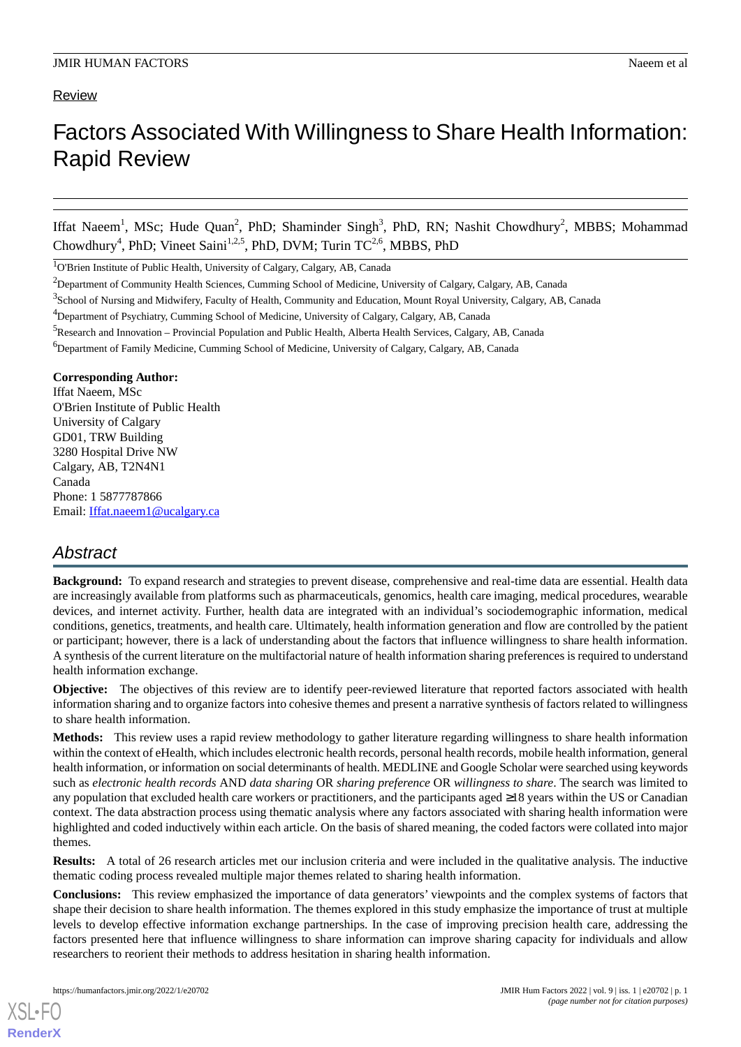Review

# Factors Associated With Willingness to Share Health Information: Rapid Review

Iffat Naeem[1], MSc; Hude Quan[2], PhD; Shaminder Singh[3], PhD, RN; Nashit Chowdhury[2], MBBS; Mohammad Chowdhury[4], PhD; Vineet Saini[1,2,5], PhD, DVM; Turin TC[2,6], MBBS, PhD

[1]O'Brien Institute of Public Health, University of Calgary, Calgary, AB, Canada

[2]Department of Community Health Sciences, Cumming School of Medicine, University of Calgary, Calgary, AB, Canada

[3]School of Nursing and Midwifery, Faculty of Health, Community and Education, Mount Royal University, Calgary, AB, Canada

[4]Department of Psychiatry, Cumming School of Medicine, University of Calgary, Calgary, AB, Canada

[5]Research and Innovation – Provincial Population and Public Health, Alberta Health Services, Calgary, AB, Canada

[6]Department of Family Medicine, Cumming School of Medicine, University of Calgary, Calgary, AB, Canada

**Corresponding Author:**
Iffat Naeem, MSc
O'Brien Institute of Public Health
University of Calgary
GD01, TRW Building
3280 Hospital Drive NW
Calgary, AB, T2N4N1
Canada
Phone: 1 5877787866
Email: Iffat.naeem1@ucalgary.ca

## Abstract

**Background:** To expand research and strategies to prevent disease, comprehensive and real-time data are essential. Health data are increasingly available from platforms such as pharmaceuticals, genomics, health care imaging, medical procedures, wearable devices, and internet activity. Further, health data are integrated with an individual's sociodemographic information, medical conditions, genetics, treatments, and health care. Ultimately, health information generation and flow are controlled by the patient or participant; however, there is a lack of understanding about the factors that influence willingness to share health information. A synthesis of the current literature on the multifactorial nature of health information sharing preferences is required to understand health information exchange.

**Objective:** The objectives of this review are to identify peer-reviewed literature that reported factors associated with health information sharing and to organize factors into cohesive themes and present a narrative synthesis of factors related to willingness to share health information.

**Methods:** This review uses a rapid review methodology to gather literature regarding willingness to share health information within the context of eHealth, which includes electronic health records, personal health records, mobile health information, general health information, or information on social determinants of health. MEDLINE and Google Scholar were searched using keywords such as *electronic health records* AND *data sharing* OR *sharing preference* OR *willingness to share*. The search was limited to any population that excluded health care workers or practitioners, and the participants aged ≥18 years within the US or Canadian context. The data abstraction process using thematic analysis where any factors associated with sharing health information were highlighted and coded inductively within each article. On the basis of shared meaning, the coded factors were collated into major themes.

**Results:** A total of 26 research articles met our inclusion criteria and were included in the qualitative analysis. The inductive thematic coding process revealed multiple major themes related to sharing health information.

**Conclusions:** This review emphasized the importance of data generators' viewpoints and the complex systems of factors that shape their decision to share health information. The themes explored in this study emphasize the importance of trust at multiple levels to develop effective information exchange partnerships. In the case of improving precision health care, addressing the factors presented here that influence willingness to share information can improve sharing capacity for individuals and allow researchers to reorient their methods to address hesitation in sharing health information.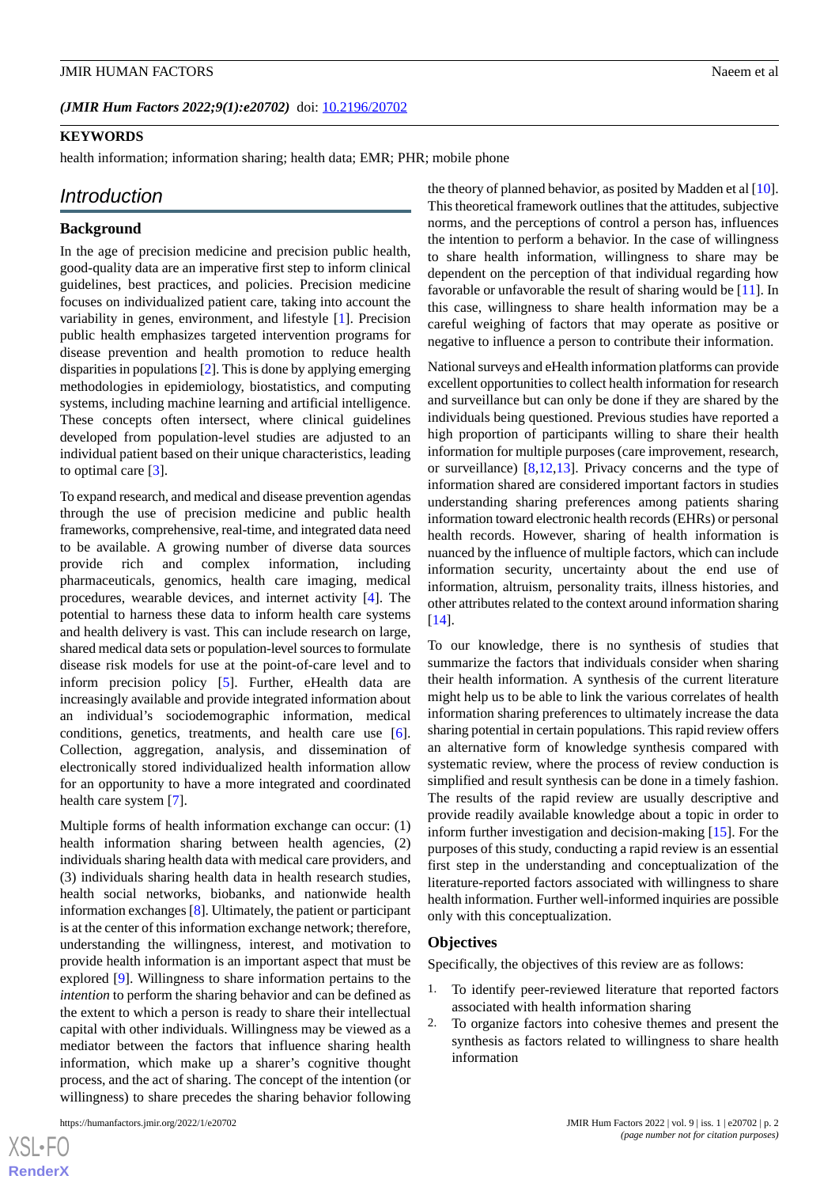*(JMIR Hum Factors 2022;9(1):e20702)* doi: 10.2196/20702

**KEYWORDS**

health information; information sharing; health data; EMR; PHR; mobile phone

## Introduction

### Background

In the age of precision medicine and precision public health, good-quality data are an imperative first step to inform clinical guidelines, best practices, and policies. Precision medicine focuses on individualized patient care, taking into account the variability in genes, environment, and lifestyle [1]. Precision public health emphasizes targeted intervention programs for disease prevention and health promotion to reduce health disparities in populations [2]. This is done by applying emerging methodologies in epidemiology, biostatistics, and computing systems, including machine learning and artificial intelligence. These concepts often intersect, where clinical guidelines developed from population-level studies are adjusted to an individual patient based on their unique characteristics, leading to optimal care [3].

To expand research, and medical and disease prevention agendas through the use of precision medicine and public health frameworks, comprehensive, real-time, and integrated data need to be available. A growing number of diverse data sources provide rich and complex information, including pharmaceuticals, genomics, health care imaging, medical procedures, wearable devices, and internet activity [4]. The potential to harness these data to inform health care systems and health delivery is vast. This can include research on large, shared medical data sets or population-level sources to formulate disease risk models for use at the point-of-care level and to inform precision policy [5]. Further, eHealth data are increasingly available and provide integrated information about an individual's sociodemographic information, medical conditions, genetics, treatments, and health care use [6]. Collection, aggregation, analysis, and dissemination of electronically stored individualized health information allow for an opportunity to have a more integrated and coordinated health care system [7].

Multiple forms of health information exchange can occur: (1) health information sharing between health agencies, (2) individuals sharing health data with medical care providers, and (3) individuals sharing health data in health research studies, health social networks, biobanks, and nationwide health information exchanges [8]. Ultimately, the patient or participant is at the center of this information exchange network; therefore, understanding the willingness, interest, and motivation to provide health information is an important aspect that must be explored [9]. Willingness to share information pertains to the *intention* to perform the sharing behavior and can be defined as the extent to which a person is ready to share their intellectual capital with other individuals. Willingness may be viewed as a mediator between the factors that influence sharing health information, which make up a sharer's cognitive thought process, and the act of sharing. The concept of the intention (or willingness) to share precedes the sharing behavior following the theory of planned behavior, as posited by Madden et al [10]. This theoretical framework outlines that the attitudes, subjective norms, and the perceptions of control a person has, influences the intention to perform a behavior. In the case of willingness to share health information, willingness to share may be dependent on the perception of that individual regarding how favorable or unfavorable the result of sharing would be [11]. In this case, willingness to share health information may be a careful weighing of factors that may operate as positive or negative to influence a person to contribute their information.

National surveys and eHealth information platforms can provide excellent opportunities to collect health information for research and surveillance but can only be done if they are shared by the individuals being questioned. Previous studies have reported a high proportion of participants willing to share their health information for multiple purposes (care improvement, research, or surveillance) [8,12,13]. Privacy concerns and the type of information shared are considered important factors in studies understanding sharing preferences among patients sharing information toward electronic health records (EHRs) or personal health records. However, sharing of health information is nuanced by the influence of multiple factors, which can include information security, uncertainty about the end use of information, altruism, personality traits, illness histories, and other attributes related to the context around information sharing [14].

To our knowledge, there is no synthesis of studies that summarize the factors that individuals consider when sharing their health information. A synthesis of the current literature might help us to be able to link the various correlates of health information sharing preferences to ultimately increase the data sharing potential in certain populations. This rapid review offers an alternative form of knowledge synthesis compared with systematic review, where the process of review conduction is simplified and result synthesis can be done in a timely fashion. The results of the rapid review are usually descriptive and provide readily available knowledge about a topic in order to inform further investigation and decision-making [15]. For the purposes of this study, conducting a rapid review is an essential first step in the understanding and conceptualization of the literature-reported factors associated with willingness to share health information. Further well-informed inquiries are possible only with this conceptualization.

### Objectives

Specifically, the objectives of this review are as follows:

1. To identify peer-reviewed literature that reported factors associated with health information sharing
2. To organize factors into cohesive themes and present the synthesis as factors related to willingness to share health information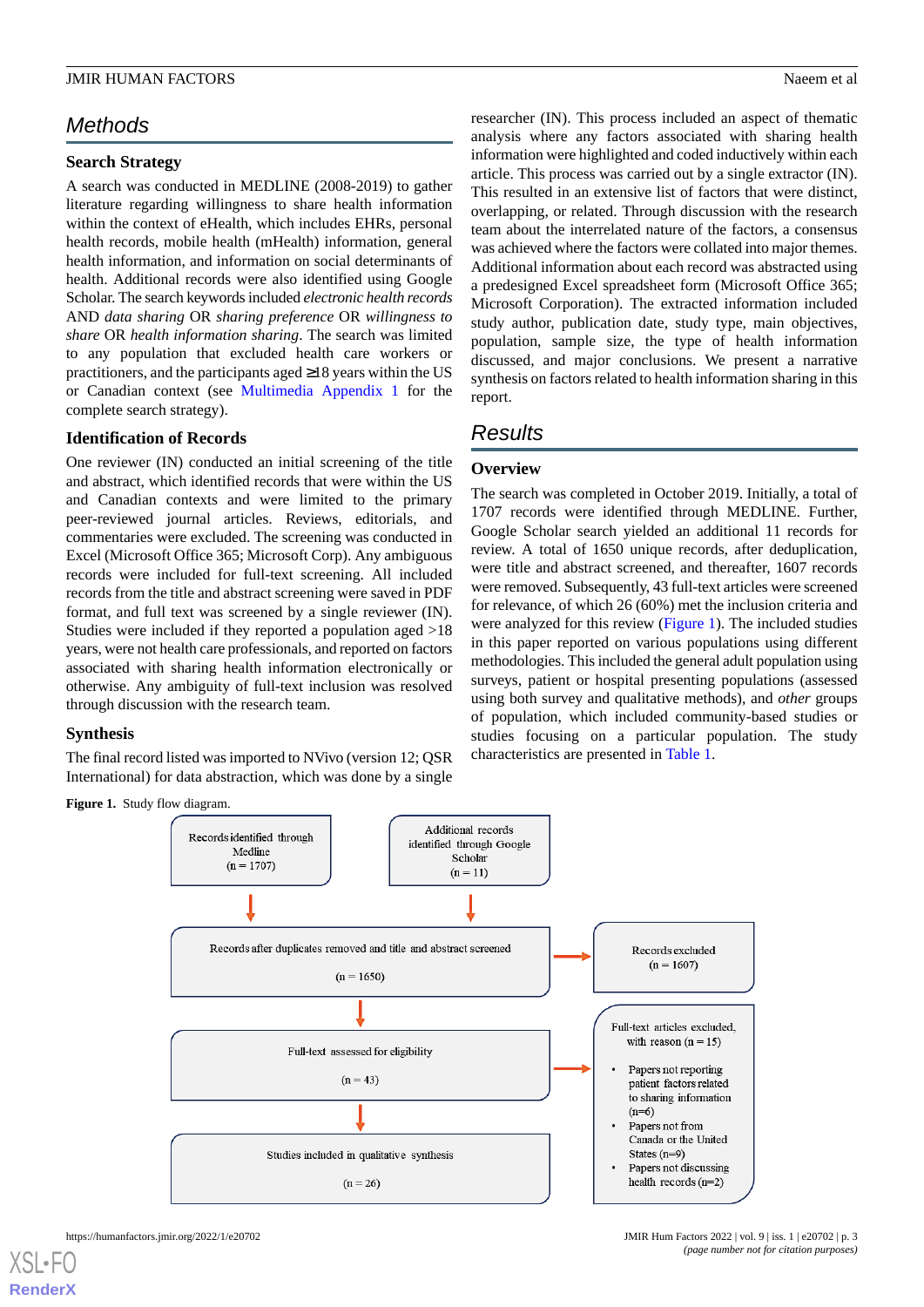## Methods

### Search Strategy

A search was conducted in MEDLINE (2008-2019) to gather literature regarding willingness to share health information within the context of eHealth, which includes EHRs, personal health records, mobile health (mHealth) information, general health information, and information on social determinants of health. Additional records were also identified using Google Scholar. The search keywords included *electronic health records* AND *data sharing* OR *sharing preference* OR *willingness to share* OR *health information sharing*. The search was limited to any population that excluded health care workers or practitioners, and the participants aged ≥18 years within the US or Canadian context (see Multimedia Appendix 1 for the complete search strategy).

### Identification of Records

One reviewer (IN) conducted an initial screening of the title and abstract, which identified records that were within the US and Canadian contexts and were limited to the primary peer-reviewed journal articles. Reviews, editorials, and commentaries were excluded. The screening was conducted in Excel (Microsoft Office 365; Microsoft Corp). Any ambiguous records were included for full-text screening. All included records from the title and abstract screening were saved in PDF format, and full text was screened by a single reviewer (IN). Studies were included if they reported a population aged >18 years, were not health care professionals, and reported on factors associated with sharing health information electronically or otherwise. Any ambiguity of full-text inclusion was resolved through discussion with the research team.

### Synthesis

The final record listed was imported to NVivo (version 12; QSR International) for data abstraction, which was done by a single researcher (IN). This process included an aspect of thematic analysis where any factors associated with sharing health information were highlighted and coded inductively within each article. This process was carried out by a single extractor (IN). This resulted in an extensive list of factors that were distinct, overlapping, or related. Through discussion with the research team about the interrelated nature of the factors, a consensus was achieved where the factors were collated into major themes. Additional information about each record was abstracted using a predesigned Excel spreadsheet form (Microsoft Office 365; Microsoft Corporation). The extracted information included study author, publication date, study type, main objectives, population, sample size, the type of health information discussed, and major conclusions. We present a narrative synthesis on factors related to health information sharing in this report.

## Results

### Overview

The search was completed in October 2019. Initially, a total of 1707 records were identified through MEDLINE. Further, Google Scholar search yielded an additional 11 records for review. A total of 1650 unique records, after deduplication, were title and abstract screened, and thereafter, 1607 records were removed. Subsequently, 43 full-text articles were screened for relevance, of which 26 (60%) met the inclusion criteria and were analyzed for this review (Figure 1). The included studies in this paper reported on various populations using different methodologies. This included the general adult population using surveys, patient or hospital presenting populations (assessed using both survey and qualitative methods), and *other* groups of population, which included community-based studies or studies focusing on a particular population. The study characteristics are presented in Table 1.

**Figure 1.** Study flow diagram.

- Records identified through Medline (n = 1707)
- Additional records identified through Google Scholar (n = 11)
- Records after duplicates removed and title and abstract screened (n = 1650)
  - Records excluded (n = 1607)
- Full-text assessed for eligibility (n = 43)
  - Full-text articles excluded, with reason (n = 15)
    - Papers not reporting patient factors related to sharing information (n=6)
    - Papers not from Canada or the United States (n=9)
    - Papers not discussing health records (n=2)
- Studies included in qualitative synthesis (n = 26)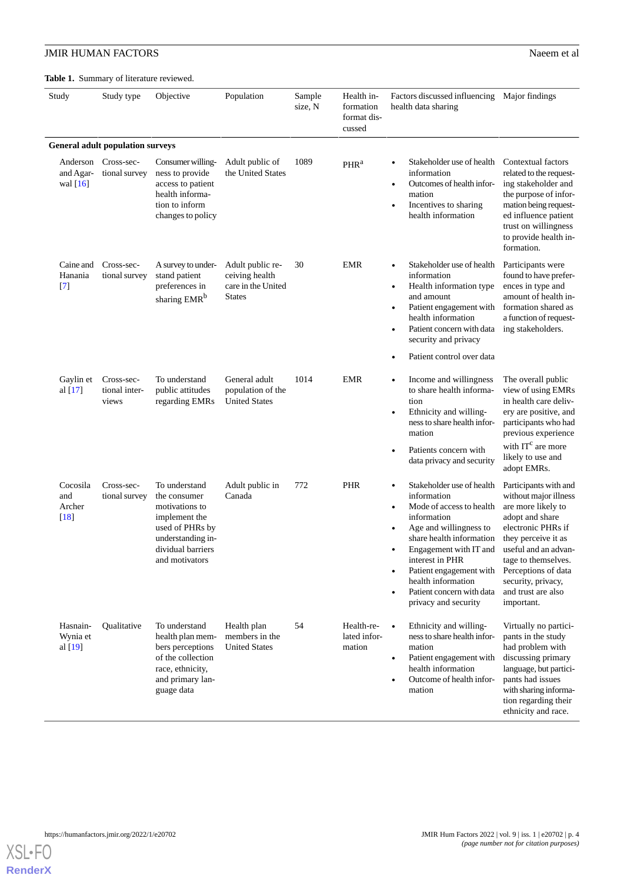**Table 1.** Summary of literature reviewed.

| Study | Study type | Objective | Population | Sample size, N | Health information format discussed | Factors discussed influencing health data sharing | Major findings |
|---|---|---|---|---|---|---|---|
| **General adult population surveys** | | | | | | | |
| Anderson and Agarwal [16] | Cross-sectional survey | Consumer willingness to provide access to patient health information to inform changes to policy | Adult public of the United States | 1089 | PHR[a] | • Stakeholder use of health information<br>• Outcomes of health information<br>• Incentives to sharing health information | Contextual factors related to the requesting stakeholder and the purpose of information being requested influence patient trust on willingness to provide health information. |
| Caine and Hanania [7] | Cross-sectional survey | A survey to understand patient preferences in sharing EMR[b] | Adult public receiving health care in the United States | 30 | EMR | • Stakeholder use of health information<br>• Health information type and amount<br>• Patient engagement with health information<br>• Patient concern with data security and privacy<br>• Patient control over data | Participants were found to have preferences in type and amount of health information shared as a function of requesting stakeholders. |
| Gaylin et al [17] | Cross-sectional interviews | To understand public attitudes regarding EMRs | General adult population of the United States | 1014 | EMR | • Income and willingness to share health information<br>• Ethnicity and willingness to share health information<br>• Patients concern with data privacy and security | The overall public view of using EMRs in health care delivery are positive, and participants who had previous experience with IT[c] are more likely to use and adopt EMRs. |
| Cocosila and Archer [18] | Cross-sectional survey | To understand the consumer motivations to implement the used of PHRs by understanding individual barriers and motivators | Adult public in Canada | 772 | PHR | • Stakeholder use of health information<br>• Mode of access to health information<br>• Age and willingness to share health information<br>• Engagement with IT and interest in PHR<br>• Patient engagement with health information<br>• Patient concern with data privacy and security | Participants with and without major illness are more likely to adopt and share electronic PHRs if they perceive it as useful and an advantage to themselves. Perceptions of data security, privacy, and trust are also important. |
| Hasnain-Wynia et al [19] | Qualitative | To understand health plan members perceptions of the collection race, ethnicity, and primary language data | Health plan members in the United States | 54 | Health-related information | • Ethnicity and willingness to share health information<br>• Patient engagement with health information<br>• Outcome of health information | Virtually no participants in the study had problem with discussing primary language, but participants had issues with sharing information regarding their ethnicity and race. |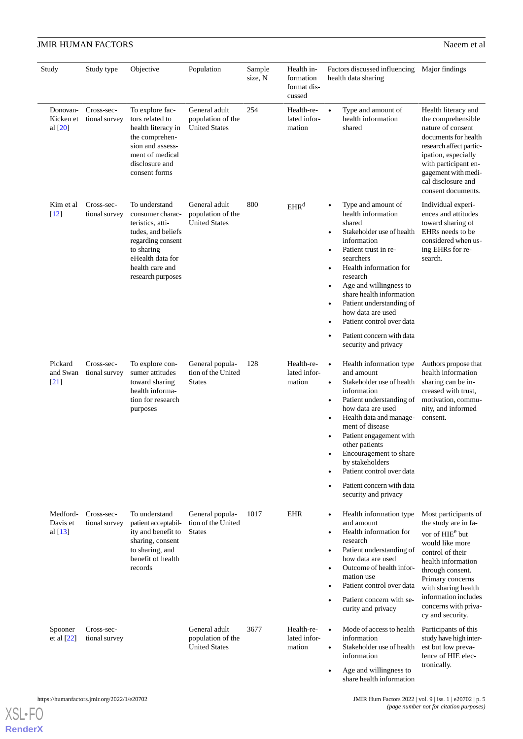| Study | Study type | Objective | Population | Sample size, N | Health information format discussed | Factors discussed influencing health data sharing | Major findings |
|---|---|---|---|---|---|---|---|
| Donovan-Kicken et al [20] | Cross-sectional survey | To explore factors related to health literacy in the comprehension and assessment of medical disclosure and consent forms | General adult population of the United States | 254 | Health-related information | • Type and amount of health information shared | Health literacy and the comprehensible nature of consent documents for health research affect participation, especially with participant engagement with medical disclosure and consent documents. |
| Kim et al [12] | Cross-sectional survey | To understand consumer characteristics, attitudes, and beliefs regarding consent to sharing eHealth data for health care and research purposes | General adult population of the United States | 800 | EHR[d] | • Type and amount of health information shared<br>• Stakeholder use of health information<br>• Patient trust in researchers<br>• Health information for research<br>• Age and willingness to share health information<br>• Patient understanding of how data are used<br>• Patient control over data<br>• Patient concern with data security and privacy | Individual experiences and attitudes toward sharing of EHRs needs to be considered when using EHRs for research. |
| Pickard and Swan [21] | Cross-sectional survey | To explore consumer attitudes toward sharing health information for research purposes | General population of the United States | 128 | Health-related information | • Health information type and amount<br>• Stakeholder use of health information<br>• Patient understanding of how data are used<br>• Health data and management of disease<br>• Patient engagement with other patients<br>• Encouragement to share by stakeholders<br>• Patient control over data<br>• Patient concern with data security and privacy | Authors propose that health information sharing can be increased with trust, motivation, community, and informed consent. |
| Medford-Davis et al [13] | Cross-sectional survey | To understand patient acceptability and benefit to sharing, consent to sharing, and benefit of health records | General population of the United States | 1017 | EHR | • Health information type and amount<br>• Health information for research<br>• Patient understanding of how data are used<br>• Outcome of health information use<br>• Patient control over data<br>• Patient concern with security and privacy | Most participants of the study are in favor of HIE[e] but would like more control of their health information through consent. Primary concerns with sharing health information includes concerns with privacy and security. |
| Spooner et al [22] | Cross-sectional survey | | General adult population of the United States | 3677 | Health-related information | • Mode of access to health information<br>• Stakeholder use of health information<br>• Age and willingness to share health information | Participants of this study have high interest but low prevalence of HIE electronically. |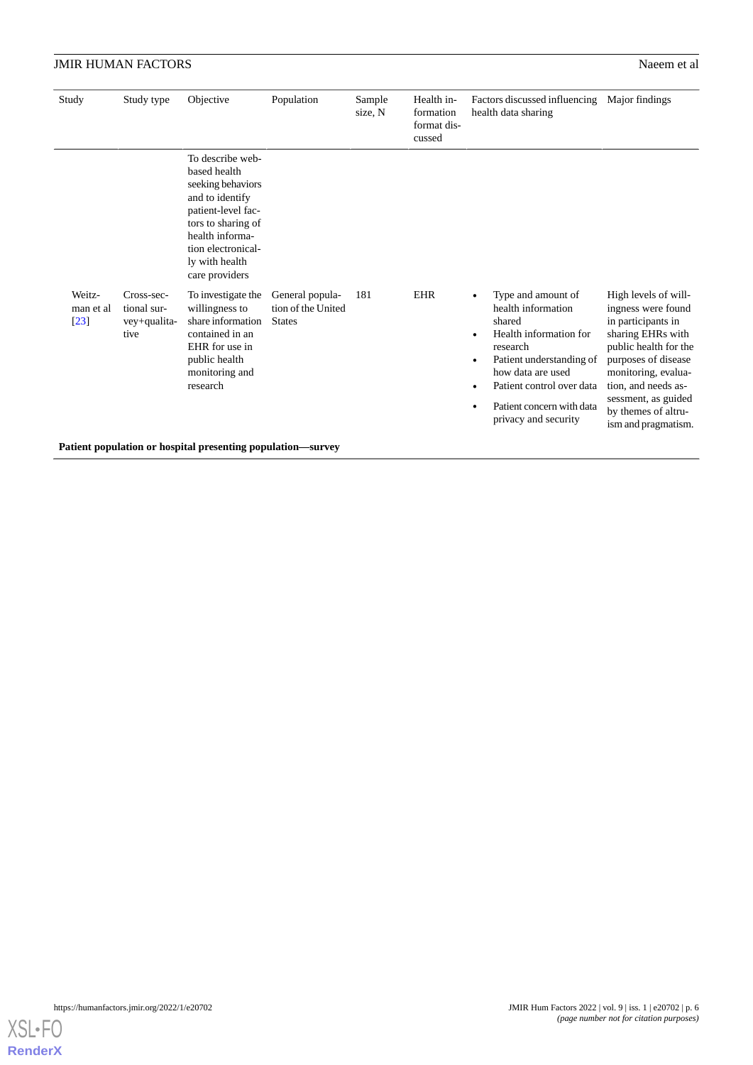| Study | Study type | Objective | Population | Sample size, N | Health information format discussed | Factors discussed influencing health data sharing | Major findings |
|---|---|---|---|---|---|---|---|
| | | To describe web-based health seeking behaviors and to identify patient-level factors to sharing of health information electronically with health care providers | | | | | |
| Weitzman et al [23] | Cross-sectional survey+qualitative | To investigate the willingness to share information contained in an EHR for use in public health monitoring and research | General population of the United States | 181 | EHR | • Type and amount of health information shared<br>• Health information for research<br>• Patient understanding of how data are used<br>• Patient control over data<br>• Patient concern with data privacy and security | High levels of willingness were found in participants in sharing EHRs with public health for the purposes of disease monitoring, evaluation, and needs assessment, as guided by themes of altruism and pragmatism. |
| **Patient population or hospital presenting population—survey** | | | | | | | |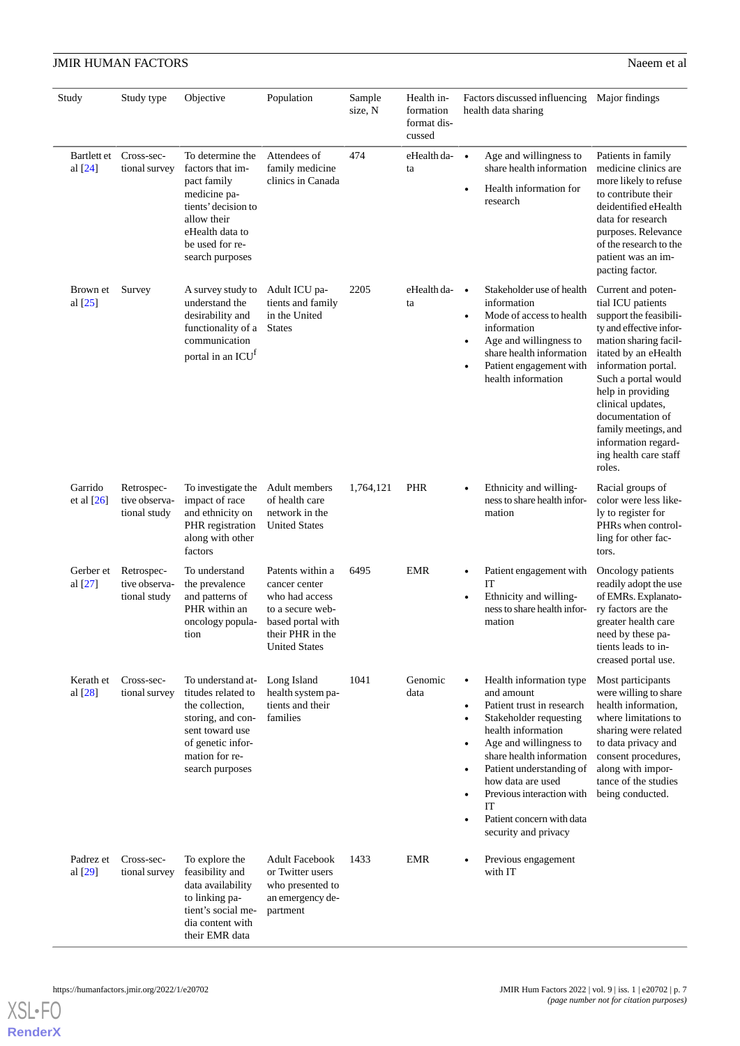| Study | Study type | Objective | Population | Sample size, N | Health information format discussed | Factors discussed influencing health data sharing | Major findings |
|---|---|---|---|---|---|---|---|
| Bartlett et al [24] | Cross-sectional survey | To determine the factors that impact family medicine patients' decision to allow their eHealth data to be used for research purposes | Attendees of family medicine clinics in Canada | 474 | eHealth data | • Age and willingness to share health information<br>• Health information for research | Patients in family medicine clinics are more likely to refuse to contribute their deidentified eHealth data for research purposes. Relevance of the research to the patient was an impacting factor. |
| Brown et al [25] | Survey | A survey study to understand the desirability and functionality of a communication portal in an ICU[f] | Adult ICU patients and family in the United States | 2205 | eHealth data | • Stakeholder use of health information<br>• Mode of access to health information<br>• Age and willingness to share health information<br>• Patient engagement with health information | Current and potential ICU patients support the feasibility and effective information sharing facilitated by an eHealth information portal. Such a portal would help in providing clinical updates, documentation of family meetings, and information regarding health care staff roles. |
| Garrido et al [26] | Retrospective observational study | To investigate the impact of race and ethnicity on PHR registration along with other factors | Adult members of health care network in the United States | 1,764,121 | PHR | • Ethnicity and willingness to share health information | Racial groups of color were less likely to register for PHRs when controlling for other factors. |
| Gerber et al [27] | Retrospective observational study | To understand the prevalence and patterns of PHR within an oncology population | Patents within a cancer center who had access to a secure web-based portal with their PHR in the United States | 6495 | EMR | • Patient engagement with IT<br>• Ethnicity and willingness to share health information | Oncology patients readily adopt the use of EMRs. Explanatory factors are the greater health care need by these patients leads to increased portal use. |
| Kerath et al [28] | Cross-sectional survey | To understand attitudes related to the collection, storing, and consent use of genetic information for research purposes | Long Island health system patients and their families | 1041 | Genomic data | • Health information type and amount<br>• Patient trust in research<br>• Stakeholder requesting health information<br>• Age and willingness to share health information<br>• Patient understanding of how data are used<br>• Previous interaction with IT<br>• Patient concern with data security and privacy | Most participants were willing to share health information, where limitations to sharing were related to data privacy and consent procedures, along with importance of the studies being conducted. |
| Padrez et al [29] | Cross-sectional survey | To explore the feasibility and data availability to linking patient's social media content with their EMR data | Adult Facebook or Twitter users who presented to an emergency department | 1433 | EMR | • Previous engagement with IT | |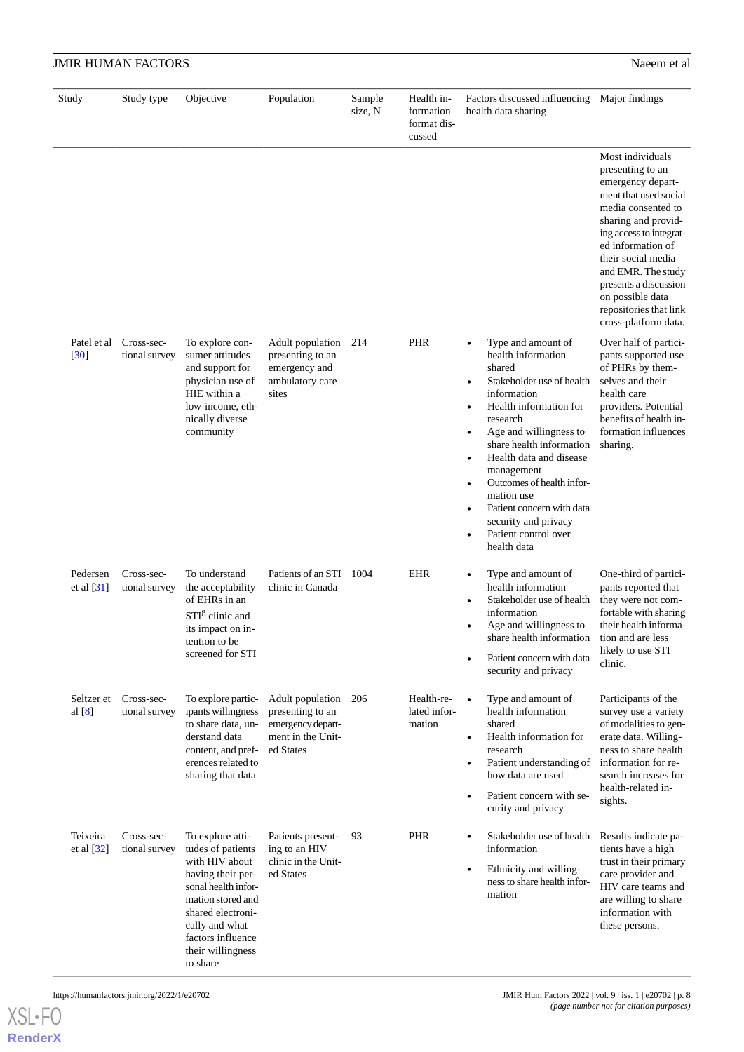| Study | Study type | Objective | Population | Sample size, N | Health information format discussed | Factors discussed influencing health data sharing | Major findings |
|---|---|---|---|---|---|---|---|
| | | | | | | | Most individuals presenting to an emergency department that used social media consented to sharing and providing access to integrated information of their social media and EMR. The study presents a discussion on possible data repositories that link cross-platform data. |
| Patel et al [30] | Cross-sectional survey | To explore consumer attitudes and support for physician use of HIE within a low-income, ethnically diverse community | Adult population presenting to an emergency and ambulatory care sites | 214 | PHR | • Type and amount of health information shared<br>• Stakeholder use of health information<br>• Health information for research<br>• Age and willingness to share health information<br>• Health data and disease management<br>• Outcomes of health information use<br>• Patient concern with data security and privacy<br>• Patient control over health data | Over half of participants supported use of PHRs by themselves and their health care providers. Potential benefits of health information influences sharing. |
| Pedersen et al [31] | Cross-sectional survey | To understand the acceptability of EHRs in an STI[g] clinic and its impact on intention to be screened for STI | Patients of an STI clinic in Canada | 1004 | EHR | • Type and amount of health information shared<br>• Stakeholder use of health information<br>• Age and willingness to share health information<br>• Patient concern with data security and privacy | One-third of participants reported that they were not comfortable with sharing their health information and are less likely to use STI clinic. |
| Seltzer et al [8] | Cross-sectional survey | To explore participants willingness to share data, understand data content, and preferences related to sharing that data | Adult population presenting to an emergency department in the United States | 206 | Health-related information | • Type and amount of health information shared<br>• Health information for research<br>• Patient understanding of how data are used<br>• Patient concern with security and privacy | Participants of the survey use a variety of modalities to generate data. Willingness to share health information for research increases for health-related insights. |
| Teixeira et al [32] | Cross-sectional survey | To explore attitudes of patients with HIV about having their personal health information stored and shared electronically and what factors influence their willingness to share | Patients presenting to an HIV clinic in the United States | 93 | PHR | • Stakeholder use of health information<br>• Ethnicity and willingness to share health information | Results indicate patients have a high trust in their primary care provider and HIV care teams and are willing to share information with these persons. |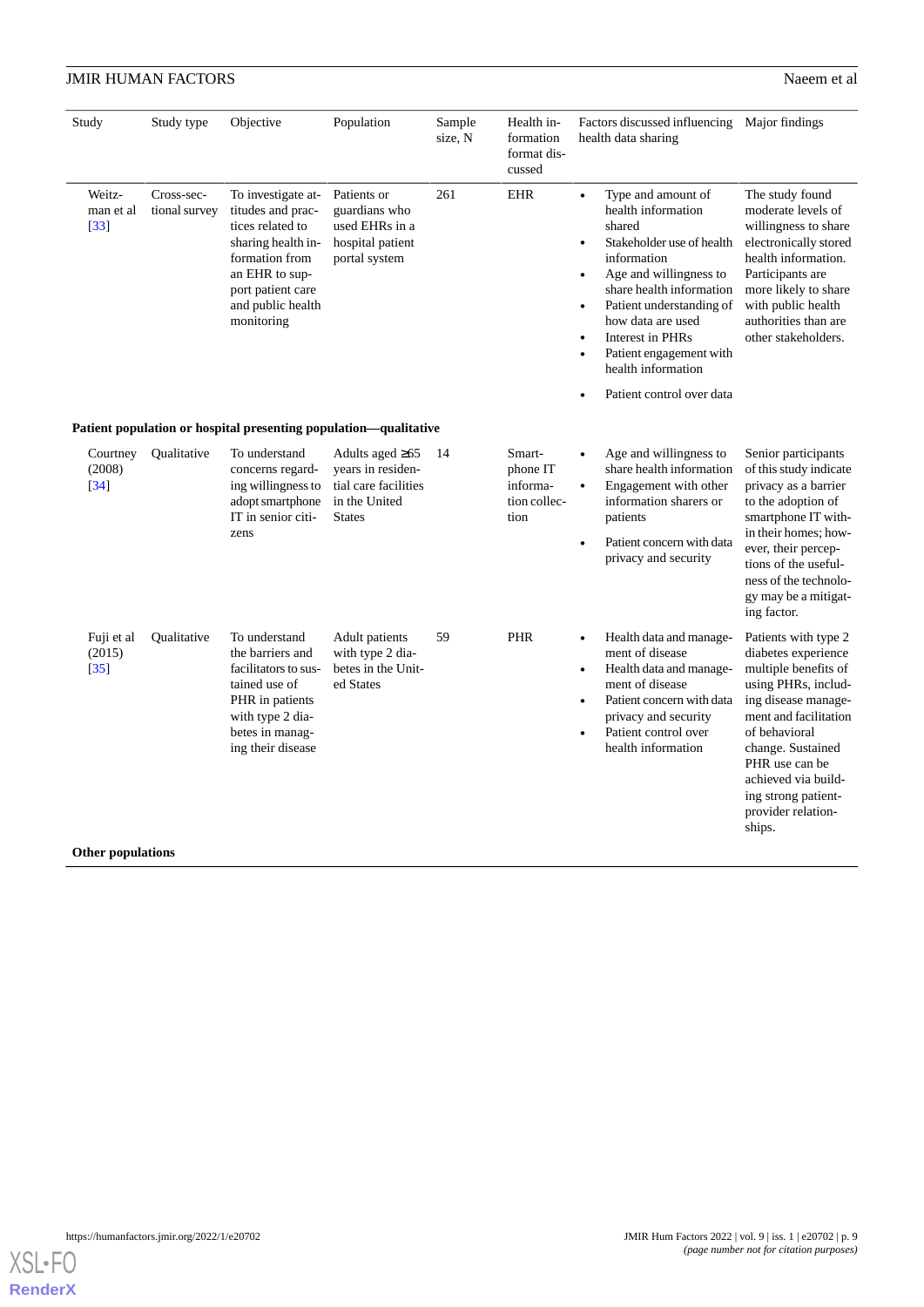| Study | Study type | Objective | Population | Sample size, N | Health information format discussed | Factors discussed influencing health data sharing | Major findings |
|---|---|---|---|---|---|---|---|
| Weitzman et al [33] | Cross-sectional survey | To investigate attitudes and practices related to sharing health information from an EHR to support patient care and public health monitoring | Patients or guardians who used EHRs in a hospital patient portal system | 261 | EHR | • Type and amount of health information shared<br>• Stakeholder use of health information<br>• Age and willingness to share health information<br>• Patient understanding of how data are used<br>• Interest in PHRs<br>• Patient engagement with health information<br>• Patient control over data | The study found moderate levels of willingness to share electronically stored health information. Participants are more likely to share with public health authorities than are other stakeholders. |
| **Patient population or hospital presenting population—qualitative** | | | | | | | |
| Courtney (2008) [34] | Qualitative | To understand concerns regarding willingness to adopt smartphone IT in senior citizens | Adults aged ≥65 years in residential care facilities in the United States | 14 | Smartphone IT information collection | • Age and willingness to share health information<br>• Engagement with other information sharers or patients<br>• Patient concern with data privacy and security | Senior participants of this study indicate privacy as a barrier to the adoption of smartphone IT within their homes; however, their perceptions of the usefulness of the technology may be a mitigating factor. |
| Fuji et al (2015) [35] | Qualitative | To understand the barriers and facilitators to sustained use of PHR in patients with type 2 diabetes in managing their disease | Adult patients with type 2 diabetes in the United States | 59 | PHR | • Health data and management of disease<br>• Health data and management of disease<br>• Patient concern with data privacy and security<br>• Patient control over health information | Patients with type 2 diabetes experience multiple benefits of using PHRs, including disease management and facilitation of behavioral change. Sustained PHR use can be achieved via building strong patient-provider relationships. |
| **Other populations** | | | | | | | |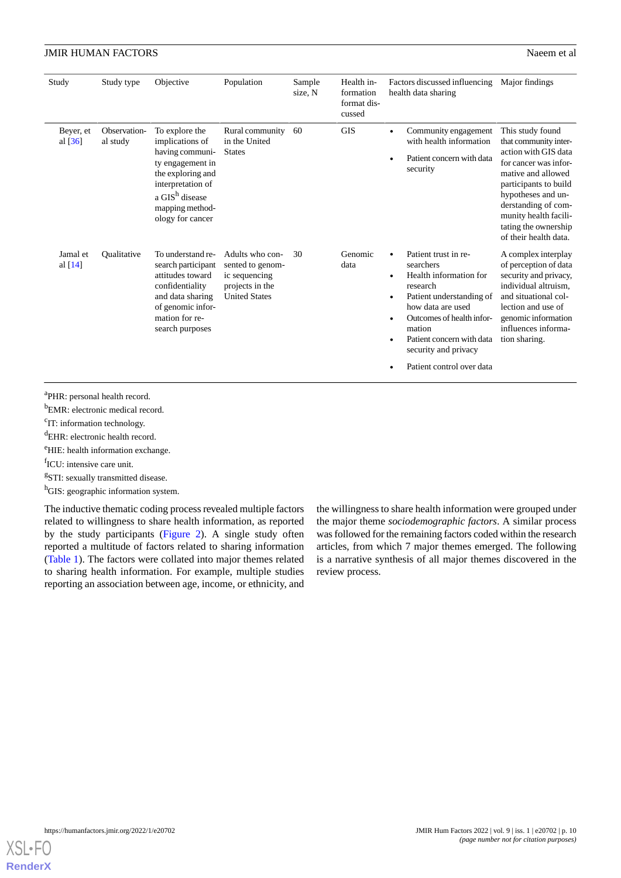| Study | Study type | Objective | Population | Sample size, N | Health information format discussed | Factors discussed influencing health data sharing | Major findings |
|---|---|---|---|---|---|---|---|
| Beyer, et al [36] | Observational study | To explore the implications of having community engagement in the exploring and interpretation of a GIS[h] disease mapping methodology for cancer | Rural community in the United States | 60 | GIS | • Community engagement with health information<br>• Patient concern with data security | This study found that community interaction with GIS data for cancer was informative and allowed participants to build hypotheses and understanding of community health facilitating the ownership of their health data. |
| Jamal et al [14] | Qualitative | To understand research participant attitudes toward confidentiality and data sharing of genomic information for research purposes | Adults who consented to genomic sequencing projects in the United States | 30 | Genomic data | • Patient trust in researchers<br>• Health information for research<br>• Patient understanding of how data are used<br>• Outcomes of health information<br>• Patient concern with data security and privacy<br>• Patient control over data | A complex interplay of perception of data security and privacy, individual altruism, and situational collection and use of genomic information influences information sharing. |

[a]PHR: personal health record.

[b]EMR: electronic medical record.

[c]IT: information technology.

[d]EHR: electronic health record.

[e]HIE: health information exchange.

[f]ICU: intensive care unit.

[g]STI: sexually transmitted disease.

[h]GIS: geographic information system.

The inductive thematic coding process revealed multiple factors related to willingness to share health information, as reported by the study participants (Figure 2). A single study often reported a multitude of factors related to sharing information (Table 1). The factors were collated into major themes related to sharing health information. For example, multiple studies reporting an association between age, income, or ethnicity, and the willingness to share health information were grouped under the major theme *sociodemographic factors*. A similar process was followed for the remaining factors coded within the research articles, from which 7 major themes emerged. The following is a narrative synthesis of all major themes discovered in the review process.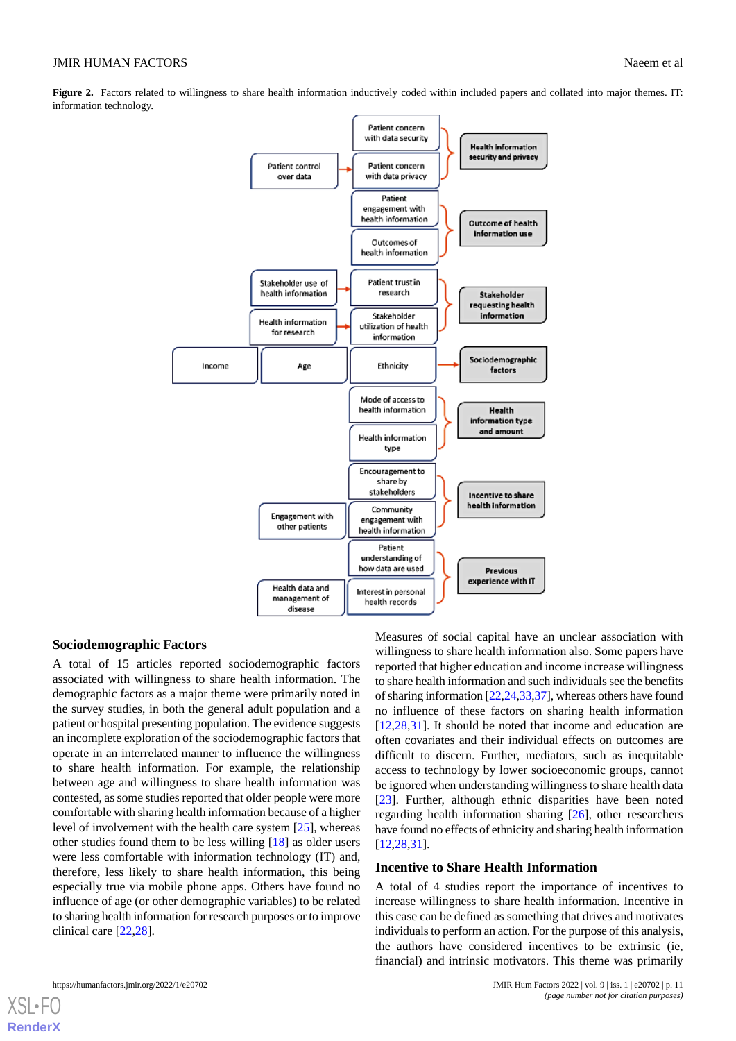**Figure 2.** Factors related to willingness to share health information inductively coded within included papers and collated into major themes. IT: information technology.

Patient concern with data security

Patient control over data → Patient concern with data privacy

→ Health information security and privacy

Patient engagement with health information

Outcomes of health information

→ Outcome of health information use

Stakeholder use of health information → Patient trust in research

Health information for research → Stakeholder utilization of health information

→ Stakeholder requesting health information

Income | Age | Ethnicity → Sociodemographic factors

Mode of access to health information

Health information type

→ Health information type and amount

Encouragement to share by stakeholders

Engagement with other patients → Community engagement with health information

→ Incentive to share health information

Patient understanding of how data are used

Health data and management of disease → Interest in personal health records

→ Previous experience with IT

## Sociodemographic Factors

A total of 15 articles reported sociodemographic factors associated with willingness to share health information. The demographic factors as a major theme were primarily noted in the survey studies, in both the general adult population and a patient or hospital presenting population. The evidence suggests an incomplete exploration of the sociodemographic factors that operate in an interrelated manner to influence the willingness to share health information. For example, the relationship between age and willingness to share health information was contested, as some studies reported that older people were more comfortable with sharing health information because of a higher level of involvement with the health care system [25], whereas other studies found them to be less willing [18] as older users were less comfortable with information technology (IT) and, therefore, less likely to share health information, this being especially true via mobile phone apps. Others have found no influence of age (or other demographic variables) to be related to sharing health information for research purposes or to improve clinical care [22,28].

Measures of social capital have an unclear association with willingness to share health information also. Some papers have reported that higher education and income increase willingness to share health information and such individuals see the benefits of sharing information [22,24,33,37], whereas others have found no influence of these factors on sharing health information [12,28,31]. It should be noted that income and education are often covariates and their individual effects on outcomes are difficult to discern. Further, mediators, such as inequitable access to technology by lower socioeconomic groups, cannot be ignored when understanding willingness to share health data [23]. Further, although ethnic disparities have been noted regarding health information sharing [26], other researchers have found no effects of ethnicity and sharing health information [12,28,31].

## Incentive to Share Health Information

A total of 4 studies report the importance of incentives to increase willingness to share health information. Incentive in this case can be defined as something that drives and motivates individuals to perform an action. For the purpose of this analysis, the authors have considered incentives to be extrinsic (ie, financial) and intrinsic motivators. This theme was primarily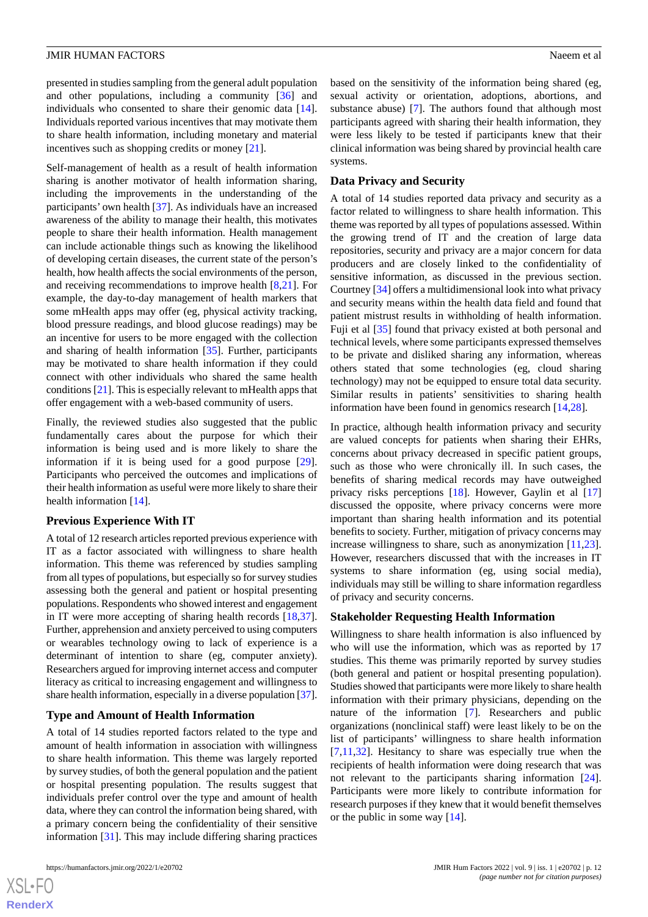presented in studies sampling from the general adult population and other populations, including a community [36] and individuals who consented to share their genomic data [14]. Individuals reported various incentives that may motivate them to share health information, including monetary and material incentives such as shopping credits or money [21].

Self-management of health as a result of health information sharing is another motivator of health information sharing, including the improvements in the understanding of the participants' own health [37]. As individuals have an increased awareness of the ability to manage their health, this motivates people to share their health information. Health management can include actionable things such as knowing the likelihood of developing certain diseases, the current state of the person's health, how health affects the social environments of the person, and receiving recommendations to improve health [8,21]. For example, the day-to-day management of health markers that some mHealth apps may offer (eg, physical activity tracking, blood pressure readings, and blood glucose readings) may be an incentive for users to be more engaged with the collection and sharing of health information [35]. Further, participants may be motivated to share health information if they could connect with other individuals who shared the same health conditions [21]. This is especially relevant to mHealth apps that offer engagement with a web-based community of users.

Finally, the reviewed studies also suggested that the public fundamentally cares about the purpose for which their information is being used and is more likely to share the information if it is being used for a good purpose [29]. Participants who perceived the outcomes and implications of their health information as useful were more likely to share their health information [14].

### Previous Experience With IT

A total of 12 research articles reported previous experience with IT as a factor associated with willingness to share health information. This theme was referenced by studies sampling from all types of populations, but especially so for survey studies assessing both the general and patient or hospital presenting populations. Respondents who showed interest and engagement in IT were more accepting of sharing health records [18,37]. Further, apprehension and anxiety perceived to using computers or wearables technology owing to lack of experience is a determinant of intention to share (eg, computer anxiety). Researchers argued for improving internet access and computer literacy as critical to increasing engagement and willingness to share health information, especially in a diverse population [37].

### Type and Amount of Health Information

A total of 14 studies reported factors related to the type and amount of health information in association with willingness to share health information. This theme was largely reported by survey studies, of both the general population and the patient or hospital presenting population. The results suggest that individuals prefer control over the type and amount of health data, where they can control the information being shared, with a primary concern being the confidentiality of their sensitive information [31]. This may include differing sharing practices based on the sensitivity of the information being shared (eg, sexual activity or orientation, adoptions, abortions, and substance abuse) [7]. The authors found that although most participants agreed with sharing their health information, they were less likely to be tested if participants knew that their clinical information was being shared by provincial health care systems.

### Data Privacy and Security

A total of 14 studies reported data privacy and security as a factor related to willingness to share health information. This theme was reported by all types of populations assessed. Within the growing trend of IT and the creation of large data repositories, security and privacy are a major concern for data producers and are closely linked to the confidentiality of sensitive information, as discussed in the previous section. Courtney [34] offers a multidimensional look into what privacy and security means within the health data field and found that patient mistrust results in withholding of health information. Fuji et al [35] found that privacy existed at both personal and technical levels, where some participants expressed themselves to be private and disliked sharing any information, whereas others stated that some technologies (eg, cloud sharing technology) may not be equipped to ensure total data security. Similar results in patients' sensitivities to sharing health information have been found in genomics research [14,28].

In practice, although health information privacy and security are valued concepts for patients when sharing their EHRs, concerns about privacy decreased in specific patient groups, such as those who were chronically ill. In such cases, the benefits of sharing medical records may have outweighed privacy risks perceptions [18]. However, Gaylin et al [17] discussed the opposite, where privacy concerns were more important than sharing health information and its potential benefits to society. Further, mitigation of privacy concerns may increase willingness to share, such as anonymization [11,23]. However, researchers discussed that with the increases in IT systems to share information (eg, using social media), individuals may still be willing to share information regardless of privacy and security concerns.

### Stakeholder Requesting Health Information

Willingness to share health information is also influenced by who will use the information, which was as reported by 17 studies. This theme was primarily reported by survey studies (both general and patient or hospital presenting population). Studies showed that participants were more likely to share health information with their primary physicians, depending on the nature of the information [7]. Researchers and public organizations (nonclinical staff) were least likely to be on the list of participants' willingness to share health information [7,11,32]. Hesitancy to share was especially true when the recipients of health information were doing research that was not relevant to the participants sharing information [24]. Participants were more likely to contribute information for research purposes if they knew that it would benefit themselves or the public in some way [14].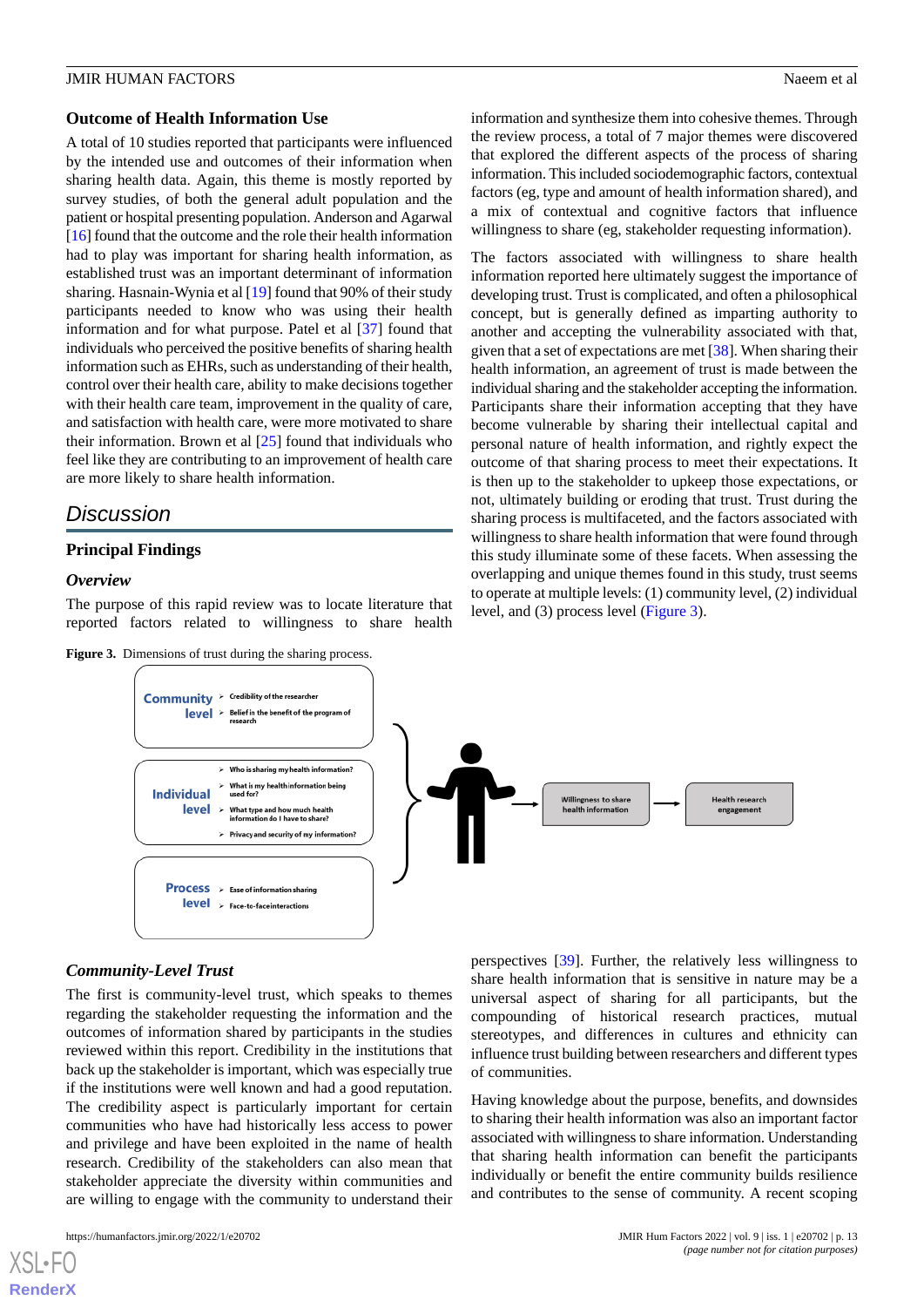### Outcome of Health Information Use

A total of 10 studies reported that participants were influenced by the intended use and outcomes of their information when sharing health data. Again, this theme is mostly reported by survey studies, of both the general adult population and the patient or hospital presenting population. Anderson and Agarwal [16] found that the outcome and the role their health information had to play was important for sharing health information, as established trust was an important determinant of information sharing. Hasnain-Wynia et al [19] found that 90% of their study participants needed to know who was using their health information and for what purpose. Patel et al [37] found that individuals who perceived the positive benefits of sharing health information such as EHRs, such as understanding of their health, control over their health care, ability to make decisions together with their health care team, improvement in the quality of care, and satisfaction with health care, were more motivated to share their information. Brown et al [25] found that individuals who feel like they are contributing to an improvement of health care are more likely to share health information.

## Discussion

### Principal Findings

#### Overview

The purpose of this rapid review was to locate literature that reported factors related to willingness to share health information and synthesize them into cohesive themes. Through the review process, a total of 7 major themes were discovered that explored the different aspects of the process of sharing information. This included sociodemographic factors, contextual factors (eg, type and amount of health information shared), and a mix of contextual and cognitive factors that influence willingness to share (eg, stakeholder requesting information).

The factors associated with willingness to share health information reported here ultimately suggest the importance of developing trust. Trust is complicated, and often a philosophical concept, but is generally defined as imparting authority to another and accepting the vulnerability associated with that, given that a set of expectations are met [38]. When sharing their health information, an agreement of trust is made between the individual sharing and the stakeholder accepting the information. Participants share their information accepting that they have become vulnerable by sharing their intellectual capital and personal nature of health information, and rightly expect the outcome of that sharing process to meet their expectations. It is then up to the stakeholder to upkeep those expectations, or not, ultimately building or eroding that trust. Trust during the sharing process is multifaceted, and the factors associated with willingness to share health information that were found through this study illuminate some of these facets. When assessing the overlapping and unique themes found in this study, trust seems to operate at multiple levels: (1) community level, (2) individual level, and (3) process level (Figure 3).

**Figure 3.** Dimensions of trust during the sharing process.

Community level
- Credibility of the researcher
- Belief in the benefit of the program of research

Individual level
- Who is sharing my health information?
- What is my health information being used for?
- What type and how much health information do I have to share?
- Privacy and security of my information?

Process level
- Ease of information sharing
- Face-to-face interactions

Willingness to share health information → Health research engagement

#### Community-Level Trust

The first is community-level trust, which speaks to themes regarding the stakeholder requesting the information and the outcomes of information shared by participants in the studies reviewed within this report. Credibility in the institutions that back up the stakeholder is important, which was especially true if the institutions were well known and had a good reputation. The credibility aspect is particularly important for certain communities who have had historically less access to power and privilege and have been exploited in the name of health research. Credibility of the stakeholders can also mean that stakeholder appreciate the diversity within communities and are willing to engage with the community to understand their perspectives [39]. Further, the relatively less willingness to share health information that is sensitive in nature may be a universal aspect of sharing for all participants, but the compounding of historical research practices, mutual stereotypes, and differences in cultures and ethnicity can influence trust building between researchers and different types of communities.

Having knowledge about the purpose, benefits, and downsides to sharing their health information was also an important factor associated with willingness to share information. Understanding that sharing health information can benefit the participants individually or benefit the entire community builds resilience and contributes to the sense of community. A recent scoping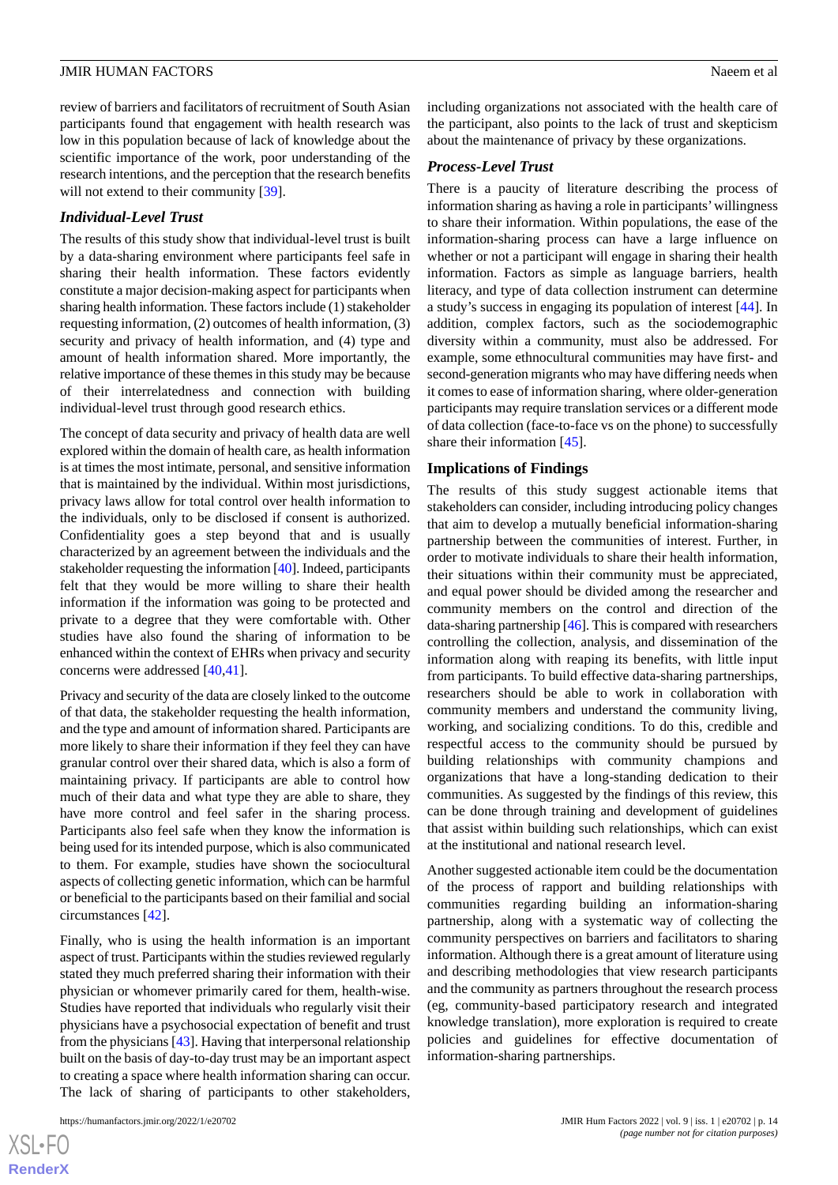review of barriers and facilitators of recruitment of South Asian participants found that engagement with health research was low in this population because of lack of knowledge about the scientific importance of the work, poor understanding of the research intentions, and the perception that the research benefits will not extend to their community [39].

### *Individual-Level Trust*

The results of this study show that individual-level trust is built by a data-sharing environment where participants feel safe in sharing their health information. These factors evidently constitute a major decision-making aspect for participants when sharing health information. These factors include (1) stakeholder requesting information, (2) outcomes of health information, (3) security and privacy of health information, and (4) type and amount of health information shared. More importantly, the relative importance of these themes in this study may be because of their interrelatedness and connection with building individual-level trust through good research ethics.

The concept of data security and privacy of health data are well explored within the domain of health care, as health information is at times the most intimate, personal, and sensitive information that is maintained by the individual. Within most jurisdictions, privacy laws allow for total control over health information to the individuals, only to be disclosed if consent is authorized. Confidentiality goes a step beyond that and is usually characterized by an agreement between the individuals and the stakeholder requesting the information [40]. Indeed, participants felt that they would be more willing to share their health information if the information was going to be protected and private to a degree that they were comfortable with. Other studies have also found the sharing of information to be enhanced within the context of EHRs when privacy and security concerns were addressed [40,41].

Privacy and security of the data are closely linked to the outcome of that data, the stakeholder requesting the health information, and the type and amount of information shared. Participants are more likely to share their information if they feel they can have granular control over their shared data, which is also a form of maintaining privacy. If participants are able to control how much of their data and what type they are able to share, they have more control and feel safer in the sharing process. Participants also feel safe when they know the information is being used for its intended purpose, which is also communicated to them. For example, studies have shown the sociocultural aspects of collecting genetic information, which can be harmful or beneficial to the participants based on their familial and social circumstances [42].

Finally, who is using the health information is an important aspect of trust. Participants within the studies reviewed regularly stated they much preferred sharing their information with their physician or whomever primarily cared for them, health-wise. Studies have reported that individuals who regularly visit their physicians have a psychosocial expectation of benefit and trust from the physicians [43]. Having that interpersonal relationship built on the basis of day-to-day trust may be an important aspect to creating a space where health information sharing can occur. The lack of sharing of participants to other stakeholders, including organizations not associated with the health care of the participant, also points to the lack of trust and skepticism about the maintenance of privacy by these organizations.

### *Process-Level Trust*

There is a paucity of literature describing the process of information sharing as having a role in participants' willingness to share their information. Within populations, the ease of the information-sharing process can have a large influence on whether or not a participant will engage in sharing their health information. Factors as simple as language barriers, health literacy, and type of data collection instrument can determine a study's success in engaging its population of interest [44]. In addition, complex factors, such as the sociodemographic diversity within a community, must also be addressed. For example, some ethnocultural communities may have first- and second-generation migrants who may have differing needs when it comes to ease of information sharing, where older-generation participants may require translation services or a different mode of data collection (face-to-face vs on the phone) to successfully share their information [45].

## Implications of Findings

The results of this study suggest actionable items that stakeholders can consider, including introducing policy changes that aim to develop a mutually beneficial information-sharing partnership between the communities of interest. Further, in order to motivate individuals to share their health information, their situations within their community must be appreciated, and equal power should be divided among the researcher and community members on the control and direction of the data-sharing partnership [46]. This is compared with researchers controlling the collection, analysis, and dissemination of the information along with reaping its benefits, with little input from participants. To build effective data-sharing partnerships, researchers should be able to work in collaboration with community members and understand the community living, working, and socializing conditions. To do this, credible and respectful access to the community should be pursued by building relationships with community champions and organizations that have a long-standing dedication to their communities. As suggested by the findings of this review, this can be done through training and development of guidelines that assist within building such relationships, which can exist at the institutional and national research level.

Another suggested actionable item could be the documentation of the process of rapport and building relationships with communities regarding building an information-sharing partnership, along with a systematic way of collecting the community perspectives on barriers and facilitators to sharing information. Although there is a great amount of literature using and describing methodologies that view research participants and the community as partners throughout the research process (eg, community-based participatory research and integrated knowledge translation), more exploration is required to create policies and guidelines for effective documentation of information-sharing partnerships.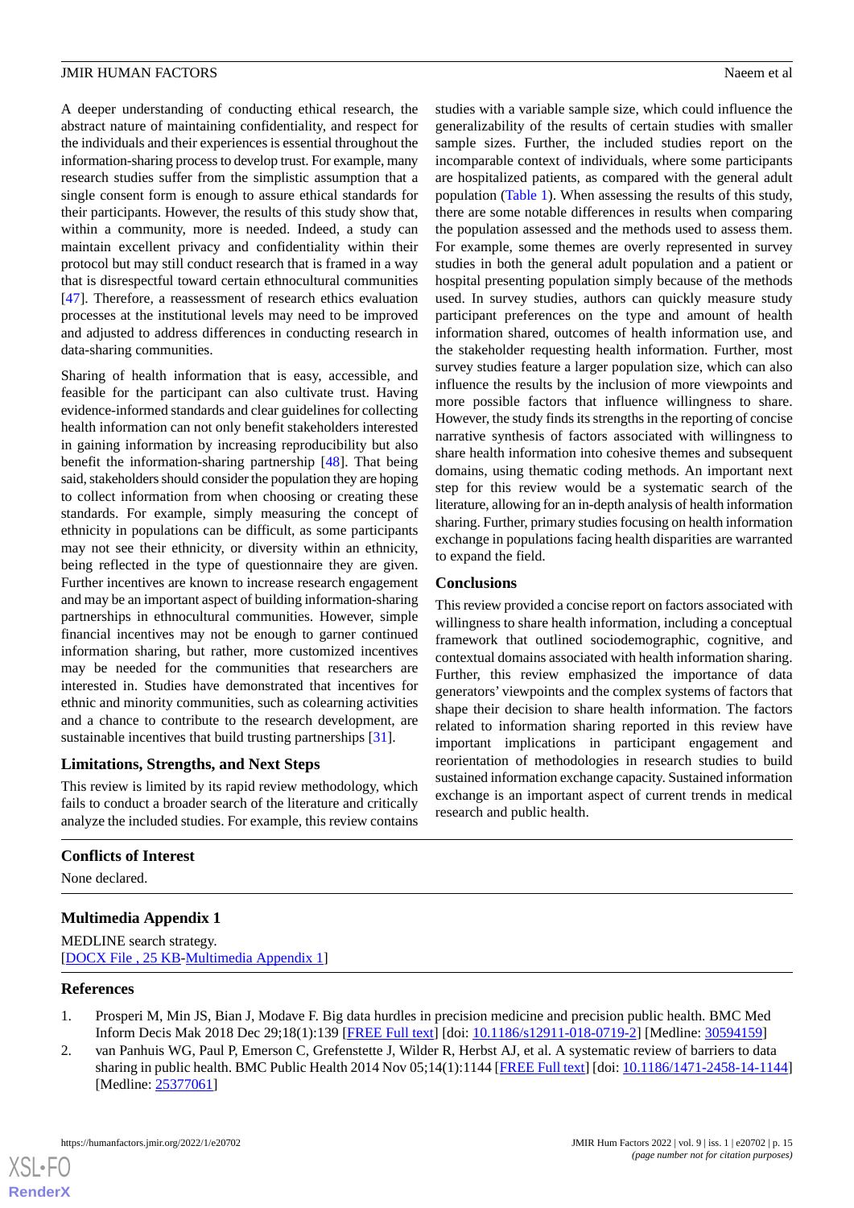A deeper understanding of conducting ethical research, the abstract nature of maintaining confidentiality, and respect for the individuals and their experiences is essential throughout the information-sharing process to develop trust. For example, many research studies suffer from the simplistic assumption that a single consent form is enough to assure ethical standards for their participants. However, the results of this study show that, within a community, more is needed. Indeed, a study can maintain excellent privacy and confidentiality within their protocol but may still conduct research that is framed in a way that is disrespectful toward certain ethnocultural communities [47]. Therefore, a reassessment of research ethics evaluation processes at the institutional levels may need to be improved and adjusted to address differences in conducting research in data-sharing communities.

Sharing of health information that is easy, accessible, and feasible for the participant can also cultivate trust. Having evidence-informed standards and clear guidelines for collecting health information can not only benefit stakeholders interested in gaining information by increasing reproducibility but also benefit the information-sharing partnership [48]. That being said, stakeholders should consider the population they are hoping to collect information from when choosing or creating these standards. For example, simply measuring the concept of ethnicity in populations can be difficult, as some participants may not see their ethnicity, or diversity within an ethnicity, being reflected in the type of questionnaire they are given. Further incentives are known to increase research engagement and may be an important aspect of building information-sharing partnerships in ethnocultural communities. However, simple financial incentives may not be enough to garner continued information sharing, but rather, more customized incentives may be needed for the communities that researchers are interested in. Studies have demonstrated that incentives for ethnic and minority communities, such as colearning activities and a chance to contribute to the research development, are sustainable incentives that build trusting partnerships [31].

### Limitations, Strengths, and Next Steps

This review is limited by its rapid review methodology, which fails to conduct a broader search of the literature and critically analyze the included studies. For example, this review contains studies with a variable sample size, which could influence the generalizability of the results of certain studies with smaller sample sizes. Further, the included studies report on the incomparable context of individuals, where some participants are hospitalized patients, as compared with the general adult population (Table 1). When assessing the results of this study, there are some notable differences in results when comparing the population assessed and the methods used to assess them. For example, some themes are overly represented in survey studies in both the general adult population and a patient or hospital presenting population simply because of the methods used. In survey studies, authors can quickly measure study participant preferences on the type and amount of health information shared, outcomes of health information use, and the stakeholder requesting health information. Further, most survey studies feature a larger population size, which can also influence the results by the inclusion of more viewpoints and more possible factors that influence willingness to share. However, the study finds its strengths in the reporting of concise narrative synthesis of factors associated with willingness to share health information into cohesive themes and subsequent domains, using thematic coding methods. An important next step for this review would be a systematic search of the literature, allowing for an in-depth analysis of health information sharing. Further, primary studies focusing on health information exchange in populations facing health disparities are warranted to expand the field.

### Conclusions

This review provided a concise report on factors associated with willingness to share health information, including a conceptual framework that outlined sociodemographic, cognitive, and contextual domains associated with health information sharing. Further, this review emphasized the importance of data generators' viewpoints and the complex systems of factors that shape their decision to share health information. The factors related to information sharing reported in this review have important implications in participant engagement and reorientation of methodologies in research studies to build sustained information exchange capacity. Sustained information exchange is an important aspect of current trends in medical research and public health.

## Conflicts of Interest

None declared.

## Multimedia Appendix 1

MEDLINE search strategy.
[DOCX File , 25 KB-Multimedia Appendix 1]

## References

1. Prosperi M, Min JS, Bian J, Modave F. Big data hurdles in precision medicine and precision public health. BMC Med Inform Decis Mak 2018 Dec 29;18(1):139 [FREE Full text] [doi: 10.1186/s12911-018-0719-2] [Medline: 30594159]
2. van Panhuis WG, Paul P, Emerson C, Grefenstette J, Wilder R, Herbst AJ, et al. A systematic review of barriers to data sharing in public health. BMC Public Health 2014 Nov 05;14(1):1144 [FREE Full text] [doi: 10.1186/1471-2458-14-1144] [Medline: 25377061]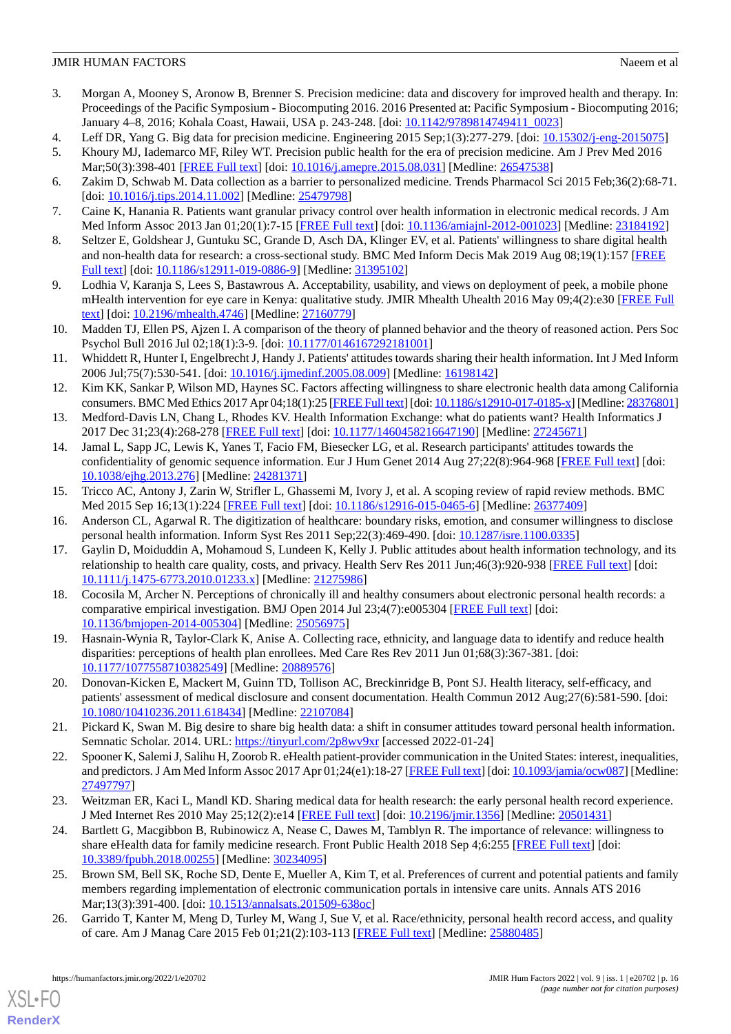3. Morgan A, Mooney S, Aronow B, Brenner S. Precision medicine: data and discovery for improved health and therapy. In: Proceedings of the Pacific Symposium - Biocomputing 2016. 2016 Presented at: Pacific Symposium - Biocomputing 2016; January 4–8, 2016; Kohala Coast, Hawaii, USA p. 243-248. [doi: 10.1142/9789814749411_0023]
4. Leff DR, Yang G. Big data for precision medicine. Engineering 2015 Sep;1(3):277-279. [doi: 10.15302/j-eng-2015075]
5. Khoury MJ, Iademarco MF, Riley WT. Precision public health for the era of precision medicine. Am J Prev Med 2016 Mar;50(3):398-401 [FREE Full text] [doi: 10.1016/j.amepre.2015.08.031] [Medline: 26547538]
6. Zakim D, Schwab M. Data collection as a barrier to personalized medicine. Trends Pharmacol Sci 2015 Feb;36(2):68-71. [doi: 10.1016/j.tips.2014.11.002] [Medline: 25479798]
7. Caine K, Hanania R. Patients want granular privacy control over health information in electronic medical records. J Am Med Inform Assoc 2013 Jan 01;20(1):7-15 [FREE Full text] [doi: 10.1136/amiajnl-2012-001023] [Medline: 23184192]
8. Seltzer E, Goldshear J, Guntuku SC, Grande D, Asch DA, Klinger EV, et al. Patients' willingness to share digital health and non-health data for research: a cross-sectional study. BMC Med Inform Decis Mak 2019 Aug 08;19(1):157 [FREE Full text] [doi: 10.1186/s12911-019-0886-9] [Medline: 31395102]
9. Lodhia V, Karanja S, Lees S, Bastawrous A. Acceptability, usability, and views on deployment of peek, a mobile phone mHealth intervention for eye care in Kenya: qualitative study. JMIR Mhealth Uhealth 2016 May 09;4(2):e30 [FREE Full text] [doi: 10.2196/mhealth.4746] [Medline: 27160779]
10. Madden TJ, Ellen PS, Ajzen I. A comparison of the theory of planned behavior and the theory of reasoned action. Pers Soc Psychol Bull 2016 Jul 02;18(1):3-9. [doi: 10.1177/0146167292181001]
11. Whiddett R, Hunter I, Engelbrecht J, Handy J. Patients' attitudes towards sharing their health information. Int J Med Inform 2006 Jul;75(7):530-541. [doi: 10.1016/j.ijmedinf.2005.08.009] [Medline: 16198142]
12. Kim KK, Sankar P, Wilson MD, Haynes SC. Factors affecting willingness to share electronic health data among California consumers. BMC Med Ethics 2017 Apr 04;18(1):25 [FREE Full text] [doi: 10.1186/s12910-017-0185-x] [Medline: 28376801]
13. Medford-Davis LN, Chang L, Rhodes KV. Health Information Exchange: what do patients want? Health Informatics J 2017 Dec 31;23(4):268-278 [FREE Full text] [doi: 10.1177/1460458216647190] [Medline: 27245671]
14. Jamal L, Sapp JC, Lewis K, Yanes T, Facio FM, Biesecker LG, et al. Research participants' attitudes towards the confidentiality of genomic sequence information. Eur J Hum Genet 2014 Aug 27;22(8):964-968 [FREE Full text] [doi: 10.1038/ejhg.2013.276] [Medline: 24281371]
15. Tricco AC, Antony J, Zarin W, Strifler L, Ghassemi M, Ivory J, et al. A scoping review of rapid review methods. BMC Med 2015 Sep 16;13(1):224 [FREE Full text] [doi: 10.1186/s12916-015-0465-6] [Medline: 26377409]
16. Anderson CL, Agarwal R. The digitization of healthcare: boundary risks, emotion, and consumer willingness to disclose personal health information. Inform Syst Res 2011 Sep;22(3):469-490. [doi: 10.1287/isre.1100.0335]
17. Gaylin D, Moiduddin A, Mohamoud S, Lundeen K, Kelly J. Public attitudes about health information technology, and its relationship to health care quality, costs, and privacy. Health Serv Res 2011 Jun;46(3):920-938 [FREE Full text] [doi: 10.1111/j.1475-6773.2010.01233.x] [Medline: 21275986]
18. Cocosila M, Archer N. Perceptions of chronically ill and healthy consumers about electronic personal health records: a comparative empirical investigation. BMJ Open 2014 Jul 23;4(7):e005304 [FREE Full text] [doi: 10.1136/bmjopen-2014-005304] [Medline: 25056975]
19. Hasnain-Wynia R, Taylor-Clark K, Anise A. Collecting race, ethnicity, and language data to identify and reduce health disparities: perceptions of health plan enrollees. Med Care Res Rev 2011 Jun 01;68(3):367-381. [doi: 10.1177/1077558710382549] [Medline: 20889576]
20. Donovan-Kicken E, Mackert M, Guinn TD, Tollison AC, Breckinridge B, Pont SJ. Health literacy, self-efficacy, and patients' assessment of medical disclosure and consent documentation. Health Commun 2012 Aug;27(6):581-590. [doi: 10.1080/10410236.2011.618434] [Medline: 22107084]
21. Pickard K, Swan M. Big desire to share big health data: a shift in consumer attitudes toward personal health information. Semnatic Scholar. 2014. URL: https://tinyurl.com/2p8wv9xr [accessed 2022-01-24]
22. Spooner K, Salemi J, Salihu H, Zoorob R. eHealth patient-provider communication in the United States: interest, inequalities, and predictors. J Am Med Inform Assoc 2017 Apr 01;24(e1):18-27 [FREE Full text] [doi: 10.1093/jamia/ocw087] [Medline: 27497797]
23. Weitzman ER, Kaci L, Mandl KD. Sharing medical data for health research: the early personal health record experience. J Med Internet Res 2010 May 25;12(2):e14 [FREE Full text] [doi: 10.2196/jmir.1356] [Medline: 20501431]
24. Bartlett G, Macgibbon B, Rubinowicz A, Nease C, Dawes M, Tamblyn R. The importance of relevance: willingness to share eHealth data for family medicine research. Front Public Health 2018 Sep 4;6:255 [FREE Full text] [doi: 10.3389/fpubh.2018.00255] [Medline: 30234095]
25. Brown SM, Bell SK, Roche SD, Dente E, Mueller A, Kim T, et al. Preferences of current and potential patients and family members regarding implementation of electronic communication portals in intensive care units. Annals ATS 2016 Mar;13(3):391-400. [doi: 10.1513/annalsats.201509-638oc]
26. Garrido T, Kanter M, Meng D, Turley M, Wang J, Sue V, et al. Race/ethnicity, personal health record access, and quality of care. Am J Manag Care 2015 Feb 01;21(2):103-113 [FREE Full text] [Medline: 25880485]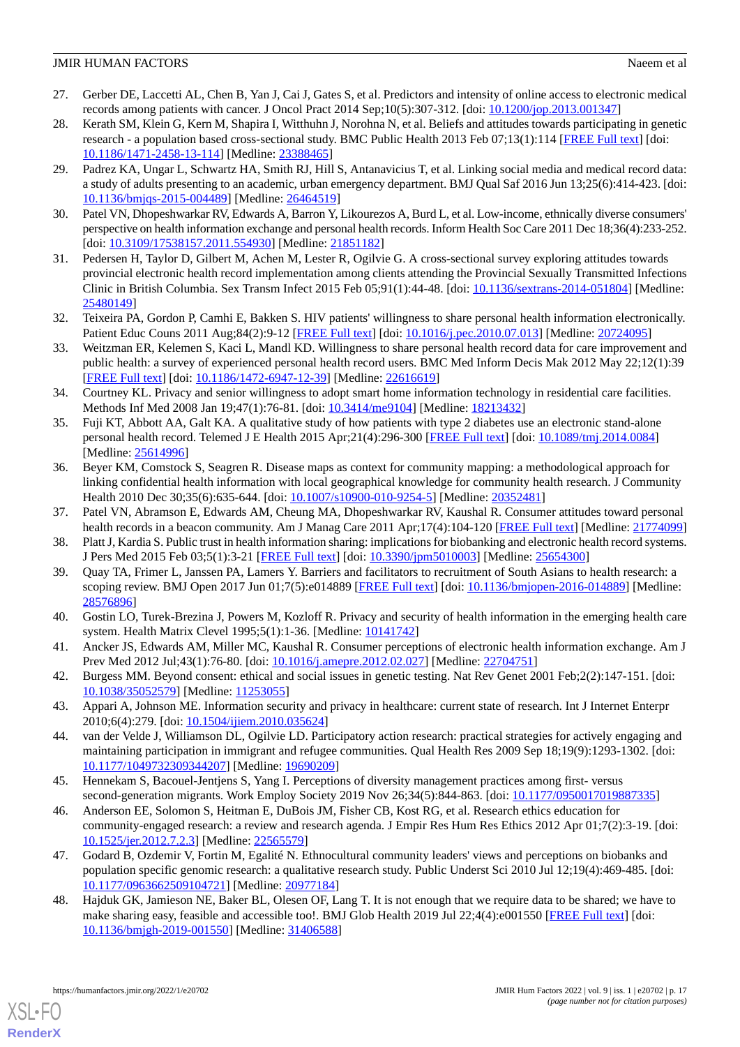27. Gerber DE, Laccetti AL, Chen B, Yan J, Cai J, Gates S, et al. Predictors and intensity of online access to electronic medical records among patients with cancer. J Oncol Pract 2014 Sep;10(5):307-312. [doi: 10.1200/jop.2013.001347]
28. Kerath SM, Klein G, Kern M, Shapira I, Witthuhn J, Norohna N, et al. Beliefs and attitudes towards participating in genetic research - a population based cross-sectional study. BMC Public Health 2013 Feb 07;13(1):114 [FREE Full text] [doi: 10.1186/1471-2458-13-114] [Medline: 23388465]
29. Padrez KA, Ungar L, Schwartz HA, Smith RJ, Hill S, Antanavicius T, et al. Linking social media and medical record data: a study of adults presenting to an academic, urban emergency department. BMJ Qual Saf 2016 Jun 13;25(6):414-423. [doi: 10.1136/bmjqs-2015-004489] [Medline: 26464519]
30. Patel VN, Dhopeshwarkar RV, Edwards A, Barron Y, Likourezos A, Burd L, et al. Low-income, ethnically diverse consumers' perspective on health information exchange and personal health records. Inform Health Soc Care 2011 Dec 18;36(4):233-252. [doi: 10.3109/17538157.2011.554930] [Medline: 21851182]
31. Pedersen H, Taylor D, Gilbert M, Achen M, Lester R, Ogilvie G. A cross-sectional survey exploring attitudes towards provincial electronic health record implementation among clients attending the Provincial Sexually Transmitted Infections Clinic in British Columbia. Sex Transm Infect 2015 Feb 05;91(1):44-48. [doi: 10.1136/sextrans-2014-051804] [Medline: 25480149]
32. Teixeira PA, Gordon P, Camhi E, Bakken S. HIV patients' willingness to share personal health information electronically. Patient Educ Couns 2011 Aug;84(2):9-12 [FREE Full text] [doi: 10.1016/j.pec.2010.07.013] [Medline: 20724095]
33. Weitzman ER, Kelemen S, Kaci L, Mandl KD. Willingness to share personal health record data for care improvement and public health: a survey of experienced personal health record users. BMC Med Inform Decis Mak 2012 May 22;12(1):39 [FREE Full text] [doi: 10.1186/1472-6947-12-39] [Medline: 22616619]
34. Courtney KL. Privacy and senior willingness to adopt smart home information technology in residential care facilities. Methods Inf Med 2008 Jan 19;47(1):76-81. [doi: 10.3414/me9104] [Medline: 18213432]
35. Fuji KT, Abbott AA, Galt KA. A qualitative study of how patients with type 2 diabetes use an electronic stand-alone personal health record. Telemed J E Health 2015 Apr;21(4):296-300 [FREE Full text] [doi: 10.1089/tmj.2014.0084] [Medline: 25614996]
36. Beyer KM, Comstock S, Seagren R. Disease maps as context for community mapping: a methodological approach for linking confidential health information with local geographical knowledge for community health research. J Community Health 2010 Dec 30;35(6):635-644. [doi: 10.1007/s10900-010-9254-5] [Medline: 20352481]
37. Patel VN, Abramson E, Edwards AM, Cheung MA, Dhopeshwarkar RV, Kaushal R. Consumer attitudes toward personal health records in a beacon community. Am J Manag Care 2011 Apr;17(4):104-120 [FREE Full text] [Medline: 21774099]
38. Platt J, Kardia S. Public trust in health information sharing: implications for biobanking and electronic health record systems. J Pers Med 2015 Feb 03;5(1):3-21 [FREE Full text] [doi: 10.3390/jpm5010003] [Medline: 25654300]
39. Quay TA, Frimer L, Janssen PA, Lamers Y. Barriers and facilitators to recruitment of South Asians to health research: a scoping review. BMJ Open 2017 Jun 01;7(5):e014889 [FREE Full text] [doi: 10.1136/bmjopen-2016-014889] [Medline: 28576896]
40. Gostin LO, Turek-Brezina J, Powers M, Kozloff R. Privacy and security of health information in the emerging health care system. Health Matrix Clevel 1995;5(1):1-36. [Medline: 10141742]
41. Ancker JS, Edwards AM, Miller MC, Kaushal R. Consumer perceptions of electronic health information exchange. Am J Prev Med 2012 Jul;43(1):76-80. [doi: 10.1016/j.amepre.2012.02.027] [Medline: 22704751]
42. Burgess MM. Beyond consent: ethical and social issues in genetic testing. Nat Rev Genet 2001 Feb;2(2):147-151. [doi: 10.1038/35052579] [Medline: 11253055]
43. Appari A, Johnson ME. Information security and privacy in healthcare: current state of research. Int J Internet Enterpr 2010;6(4):279. [doi: 10.1504/ijiem.2010.035624]
44. van der Velde J, Williamson DL, Ogilvie LD. Participatory action research: practical strategies for actively engaging and maintaining participation in immigrant and refugee communities. Qual Health Res 2009 Sep 18;19(9):1293-1302. [doi: 10.1177/1049732309344207] [Medline: 19690209]
45. Hennekam S, Bacouel-Jentjens S, Yang I. Perceptions of diversity management practices among first- versus second-generation migrants. Work Employ Society 2019 Nov 26;34(5):844-863. [doi: 10.1177/0950017019887335]
46. Anderson EE, Solomon S, Heitman E, DuBois JM, Fisher CB, Kost RG, et al. Research ethics education for community-engaged research: a review and research agenda. J Empir Res Hum Res Ethics 2012 Apr 01;7(2):3-19. [doi: 10.1525/jer.2012.7.2.3] [Medline: 22565579]
47. Godard B, Ozdemir V, Fortin M, Egalité N. Ethnocultural community leaders' views and perceptions on biobanks and population specific genomic research: a qualitative research study. Public Underst Sci 2010 Jul 12;19(4):469-485. [doi: 10.1177/0963662509104721] [Medline: 20977184]
48. Hajduk GK, Jamieson NE, Baker BL, Olesen OF, Lang T. It is not enough that we require data to be shared; we have to make sharing easy, feasible and accessible too!. BMJ Glob Health 2019 Jul 22;4(4):e001550 [FREE Full text] [doi: 10.1136/bmjgh-2019-001550] [Medline: 31406588]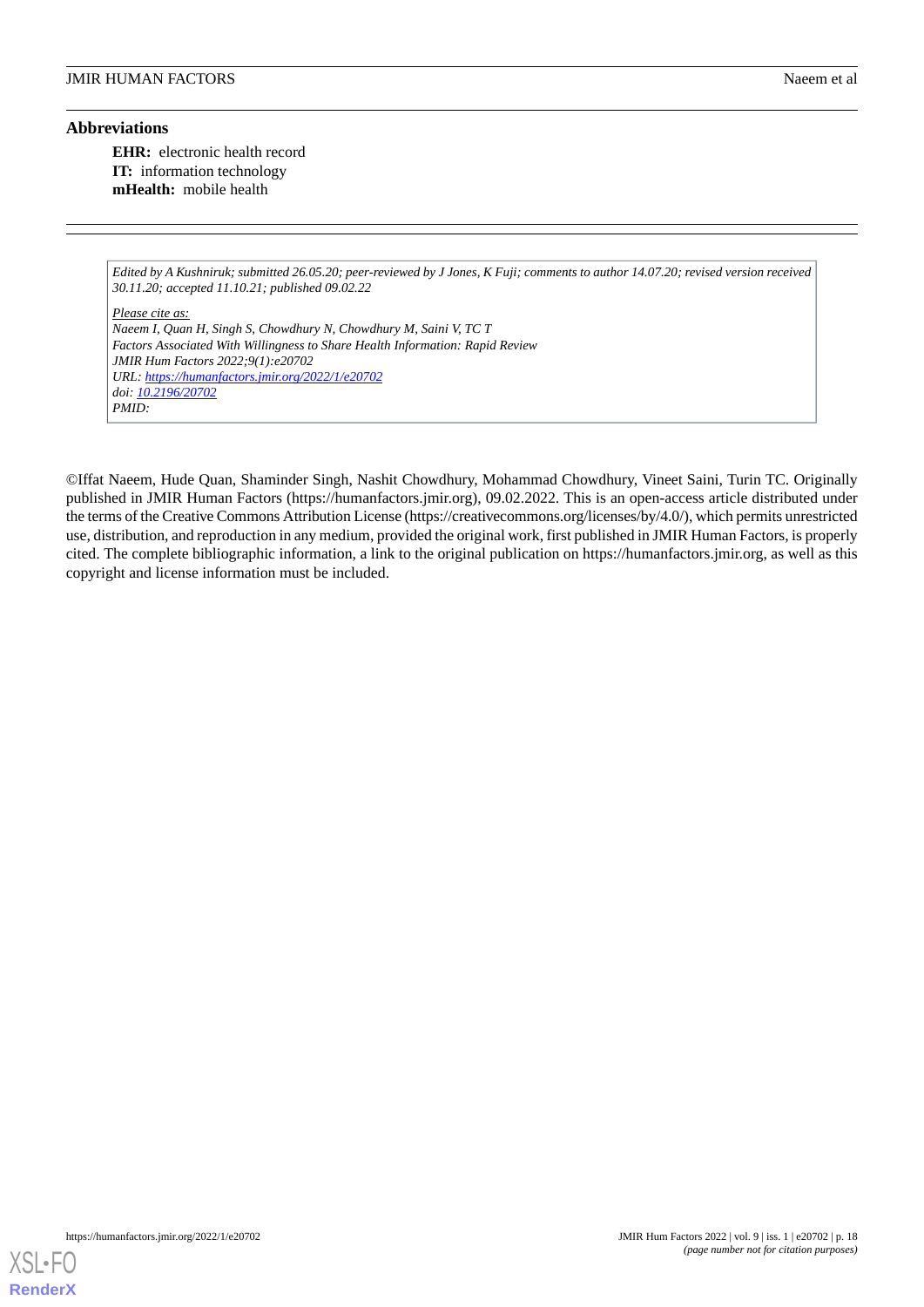## Abbreviations

**EHR:** electronic health record
**IT:** information technology
**mHealth:** mobile health

---

*Edited by A Kushniruk; submitted 26.05.20; peer-reviewed by J Jones, K Fuji; comments to author 14.07.20; revised version received 30.11.20; accepted 11.10.21; published 09.02.22*

*Please cite as:*
*Naeem I, Quan H, Singh S, Chowdhury N, Chowdhury M, Saini V, TC T*
*Factors Associated With Willingness to Share Health Information: Rapid Review*
*JMIR Hum Factors 2022;9(1):e20702*
*URL: https://humanfactors.jmir.org/2022/1/e20702*
*doi: 10.2196/20702*
*PMID:*

©Iffat Naeem, Hude Quan, Shaminder Singh, Nashit Chowdhury, Mohammad Chowdhury, Vineet Saini, Turin TC. Originally published in JMIR Human Factors (https://humanfactors.jmir.org), 09.02.2022. This is an open-access article distributed under the terms of the Creative Commons Attribution License (https://creativecommons.org/licenses/by/4.0/), which permits unrestricted use, distribution, and reproduction in any medium, provided the original work, first published in JMIR Human Factors, is properly cited. The complete bibliographic information, a link to the original publication on https://humanfactors.jmir.org, as well as this copyright and license information must be included.